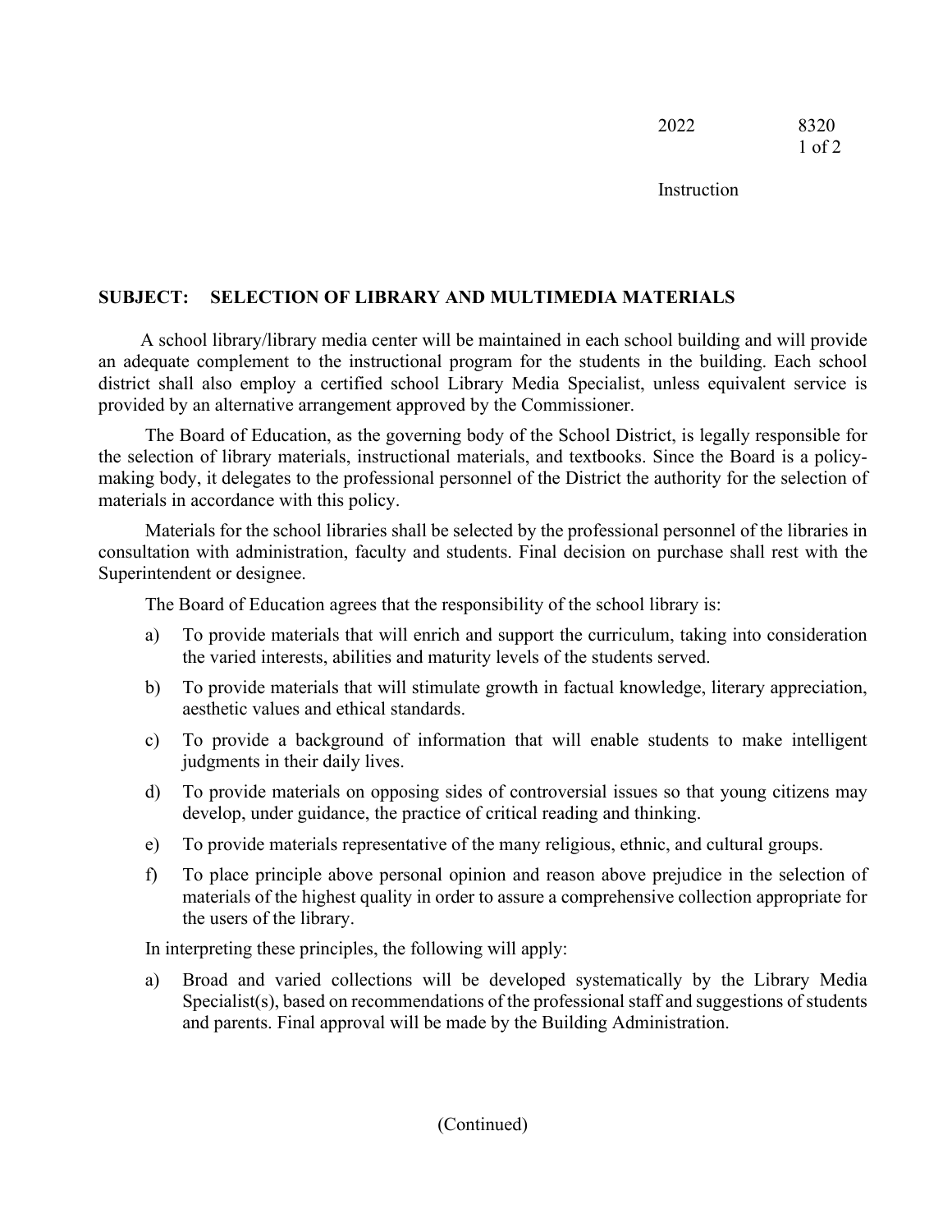**SUBJECT: SELECTION OF LIBRARY AND MULTIMEDIA MATERIALS**

A school library/library media center will be maintained in each school building and will provide an adequate complement to the instructional program for the students in the building. Each school district shall also employ a certified school Library Media Specialist, unless equivalent service is provided by an alternative arrangement approved by the Commissioner.

The Board of Education, as the governing body of the School District, is legally responsible for the selection of library materials, instructional materials, and textbooks. Since the Board is a policy-making body, it delegates to the professional personnel of the District the authority for the selection of materials in accordance with this policy.

Materials for the school libraries shall be selected by the professional personnel of the libraries in consultation with administration, faculty and students. Final decision on purchase shall rest with the Superintendent or designee.

The Board of Education agrees that the responsibility of the school library is:

a) To provide materials that will enrich and support the curriculum, taking into consideration the varied interests, abilities and maturity levels of the students served.

b) To provide materials that will stimulate growth in factual knowledge, literary appreciation, aesthetic values and ethical standards.

c) To provide a background of information that will enable students to make intelligent judgments in their daily lives.

d) To provide materials on opposing sides of controversial issues so that young citizens may develop, under guidance, the practice of critical reading and thinking.

e) To provide materials representative of the many religious, ethnic, and cultural groups.

f) To place principle above personal opinion and reason above prejudice in the selection of materials of the highest quality in order to assure a comprehensive collection appropriate for the users of the library.

In interpreting these principles, the following will apply:

a) Broad and varied collections will be developed systematically by the Library Media Specialist(s), based on recommendations of the professional staff and suggestions of students and parents. Final approval will be made by the Building Administration.

(Continued)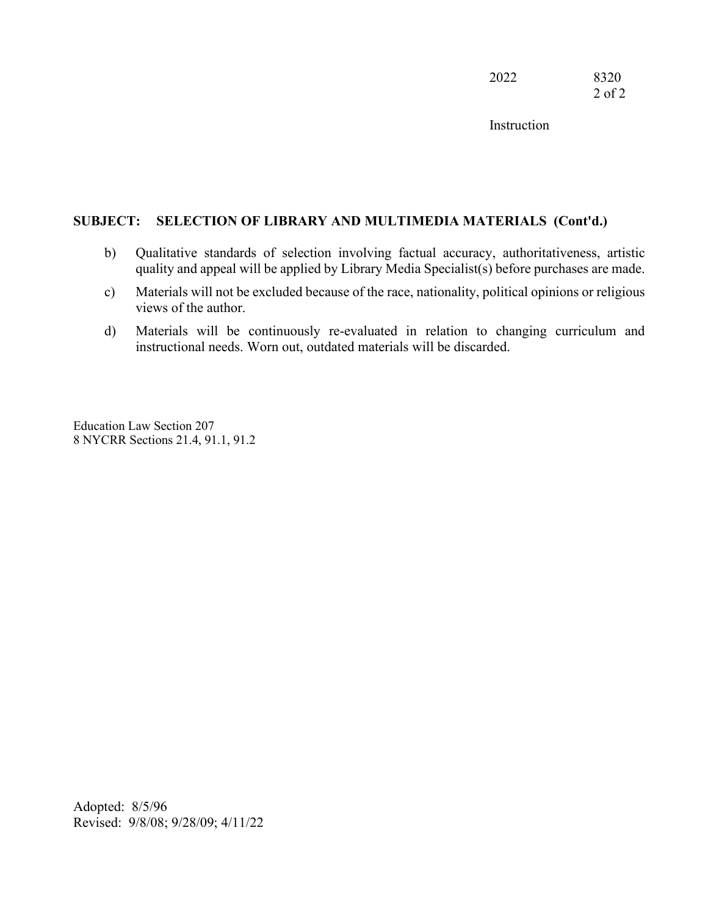## SUBJECT: SELECTION OF LIBRARY AND MULTIMEDIA MATERIALS (Cont'd.)

b) Qualitative standards of selection involving factual accuracy, authoritativeness, artistic quality and appeal will be applied by Library Media Specialist(s) before purchases are made.

c) Materials will not be excluded because of the race, nationality, political opinions or religious views of the author.

d) Materials will be continuously re-evaluated in relation to changing curriculum and instructional needs. Worn out, outdated materials will be discarded.

Education Law Section 207
8 NYCRR Sections 21.4, 91.1, 91.2

Adopted: 8/5/96
Revised: 9/8/08; 9/28/09; 4/11/22